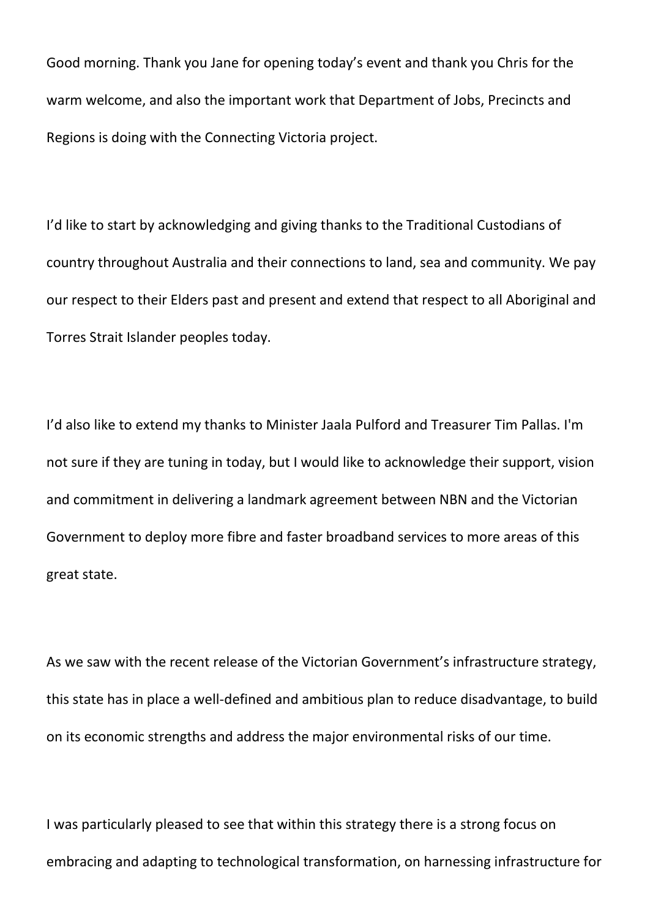Good morning. Thank you Jane for opening today's event and thank you Chris for the warm welcome, and also the important work that Department of Jobs, Precincts and Regions is doing with the Connecting Victoria project.

I'd like to start by acknowledging and giving thanks to the Traditional Custodians of country throughout Australia and their connections to land, sea and community. We pay our respect to their Elders past and present and extend that respect to all Aboriginal and Torres Strait Islander peoples today.

I'd also like to extend my thanks to Minister Jaala Pulford and Treasurer Tim Pallas. I'm not sure if they are tuning in today, but I would like to acknowledge their support, vision and commitment in delivering a landmark agreement between NBN and the Victorian Government to deploy more fibre and faster broadband services to more areas of this great state.

As we saw with the recent release of the Victorian Government's infrastructure strategy, this state has in place a well-defined and ambitious plan to reduce disadvantage, to build on its economic strengths and address the major environmental risks of our time.

I was particularly pleased to see that within this strategy there is a strong focus on embracing and adapting to technological transformation, on harnessing infrastructure for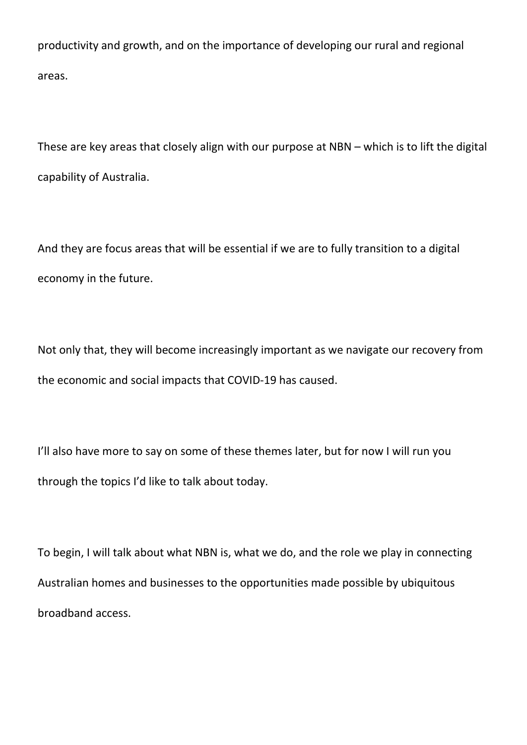productivity and growth, and on the importance of developing our rural and regional areas.

These are key areas that closely align with our purpose at NBN – which is to lift the digital capability of Australia.

And they are focus areas that will be essential if we are to fully transition to a digital economy in the future.

Not only that, they will become increasingly important as we navigate our recovery from the economic and social impacts that COVID-19 has caused.

I'll also have more to say on some of these themes later, but for now I will run you through the topics I'd like to talk about today.

To begin, I will talk about what NBN is, what we do, and the role we play in connecting Australian homes and businesses to the opportunities made possible by ubiquitous broadband access.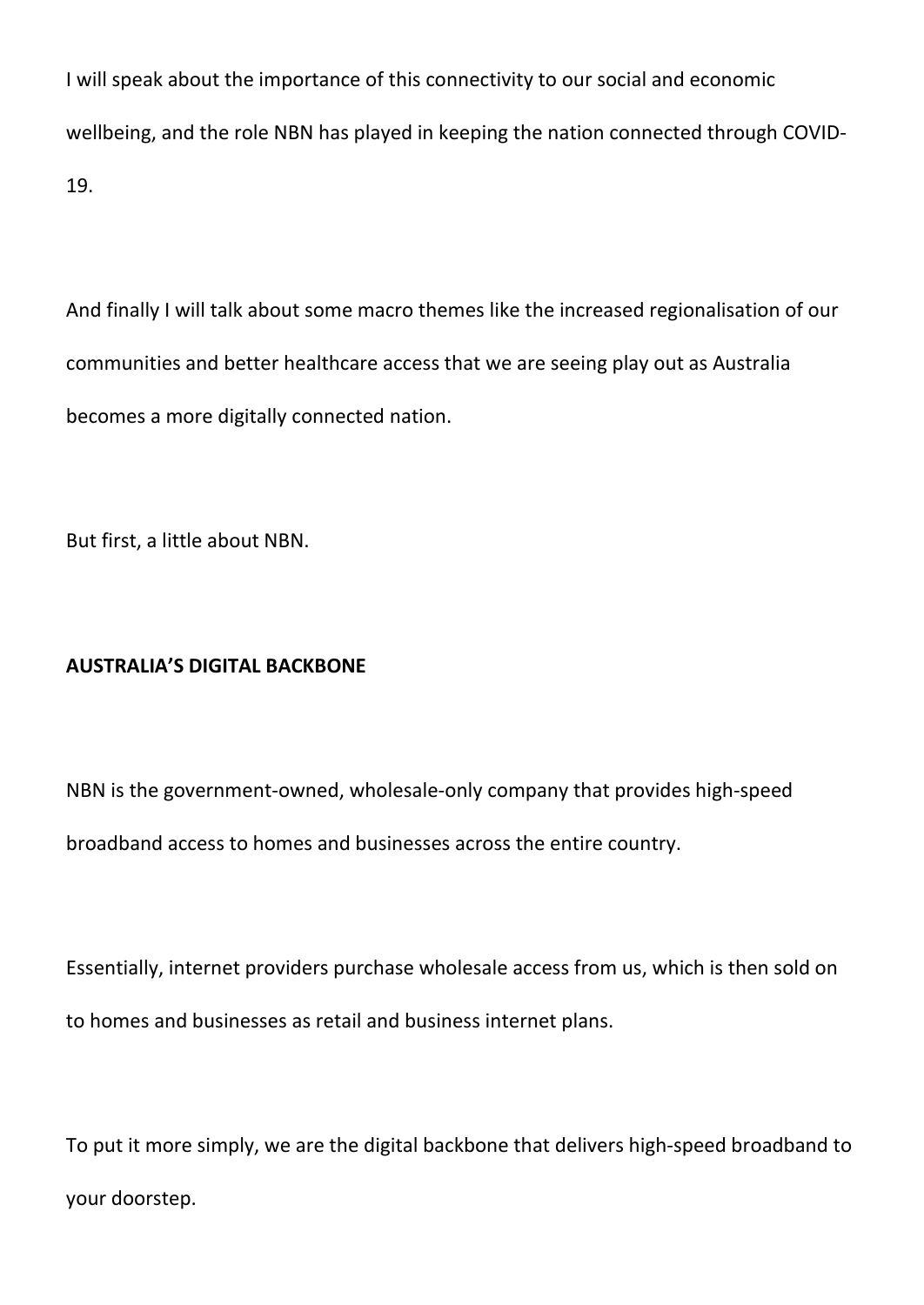I will speak about the importance of this connectivity to our social and economic wellbeing, and the role NBN has played in keeping the nation connected through COVID-19.

And finally I will talk about some macro themes like the increased regionalisation of our communities and better healthcare access that we are seeing play out as Australia becomes a more digitally connected nation.

But first, a little about NBN.

**AUSTRALIA'S DIGITAL BACKBONE**

NBN is the government-owned, wholesale-only company that provides high-speed broadband access to homes and businesses across the entire country.

Essentially, internet providers purchase wholesale access from us, which is then sold on to homes and businesses as retail and business internet plans.

To put it more simply, we are the digital backbone that delivers high-speed broadband to your doorstep.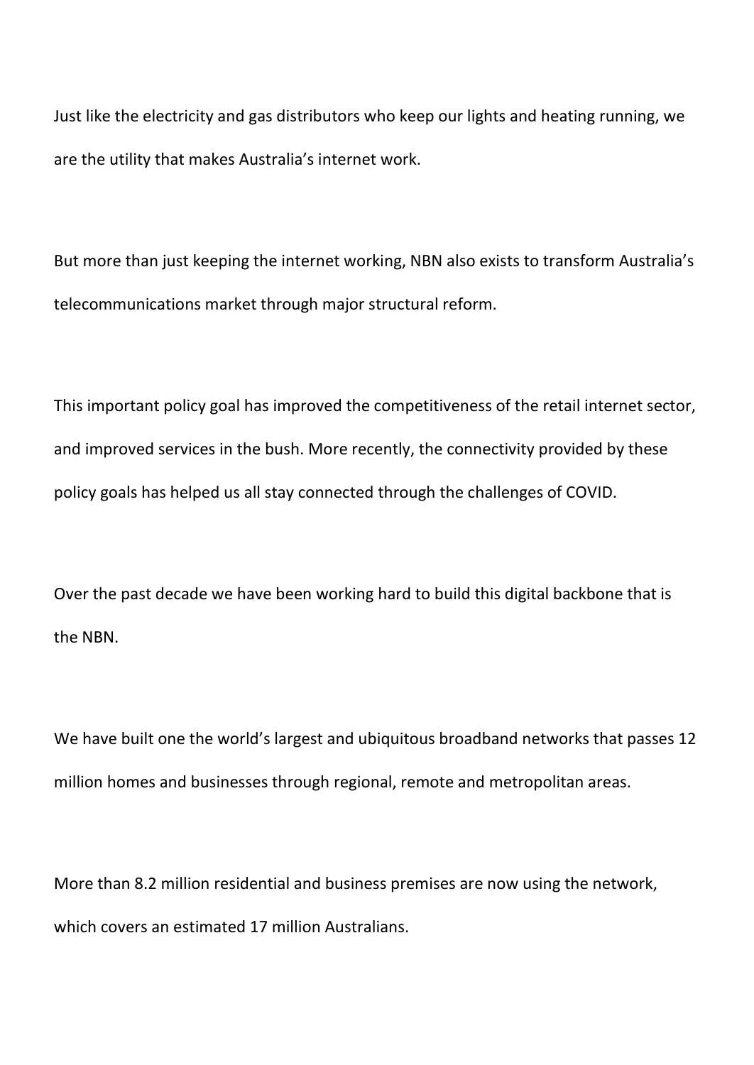Just like the electricity and gas distributors who keep our lights and heating running, we are the utility that makes Australia's internet work.

But more than just keeping the internet working, NBN also exists to transform Australia's telecommunications market through major structural reform.

This important policy goal has improved the competitiveness of the retail internet sector, and improved services in the bush. More recently, the connectivity provided by these policy goals has helped us all stay connected through the challenges of COVID.

Over the past decade we have been working hard to build this digital backbone that is the NBN.

We have built one the world's largest and ubiquitous broadband networks that passes 12 million homes and businesses through regional, remote and metropolitan areas.

More than 8.2 million residential and business premises are now using the network, which covers an estimated 17 million Australians.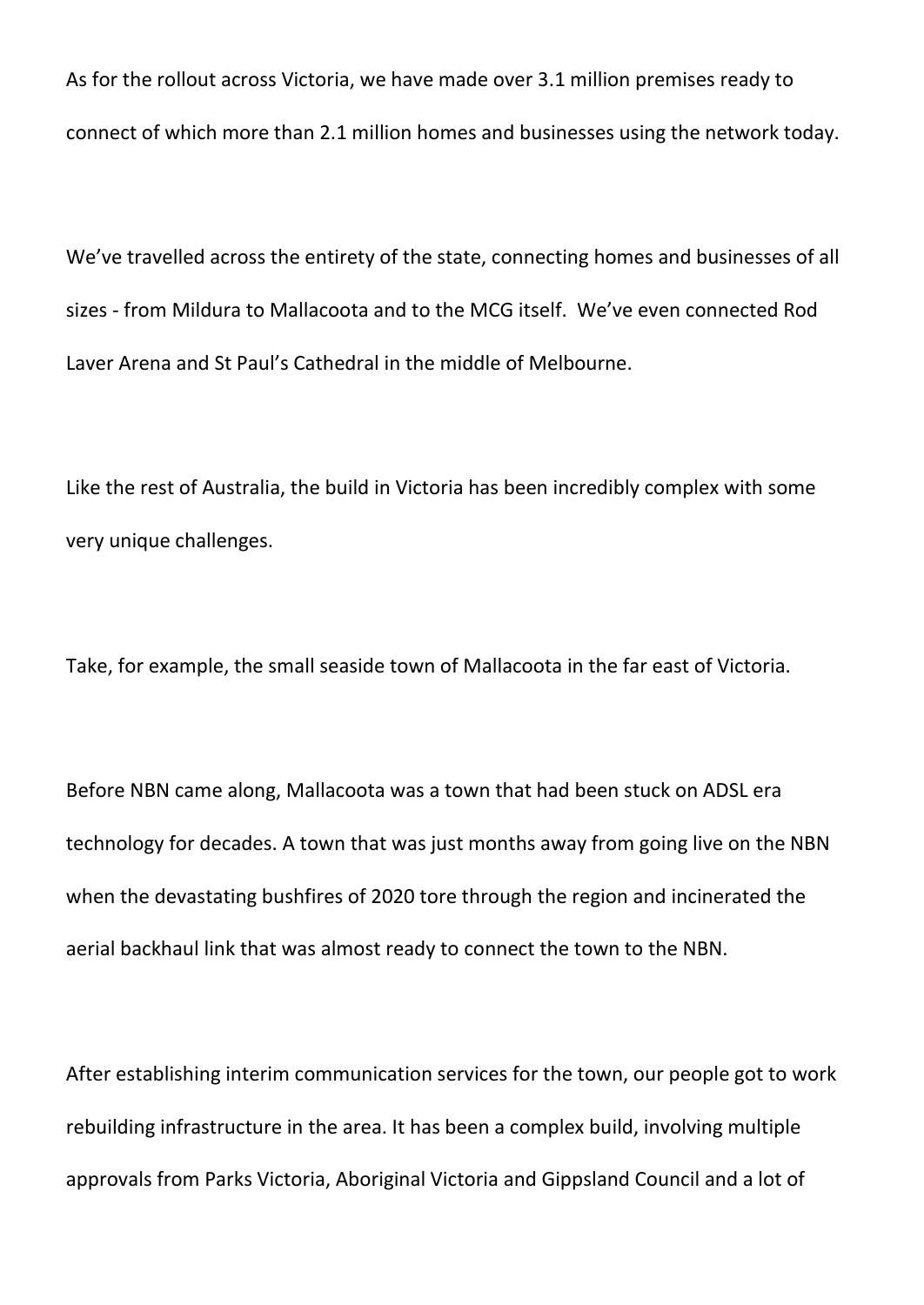As for the rollout across Victoria, we have made over 3.1 million premises ready to connect of which more than 2.1 million homes and businesses using the network today.

We've travelled across the entirety of the state, connecting homes and businesses of all sizes - from Mildura to Mallacoota and to the MCG itself. We've even connected Rod Laver Arena and St Paul's Cathedral in the middle of Melbourne.

Like the rest of Australia, the build in Victoria has been incredibly complex with some very unique challenges.

Take, for example, the small seaside town of Mallacoota in the far east of Victoria.

Before NBN came along, Mallacoota was a town that had been stuck on ADSL era technology for decades. A town that was just months away from going live on the NBN when the devastating bushfires of 2020 tore through the region and incinerated the aerial backhaul link that was almost ready to connect the town to the NBN.

After establishing interim communication services for the town, our people got to work rebuilding infrastructure in the area. It has been a complex build, involving multiple approvals from Parks Victoria, Aboriginal Victoria and Gippsland Council and a lot of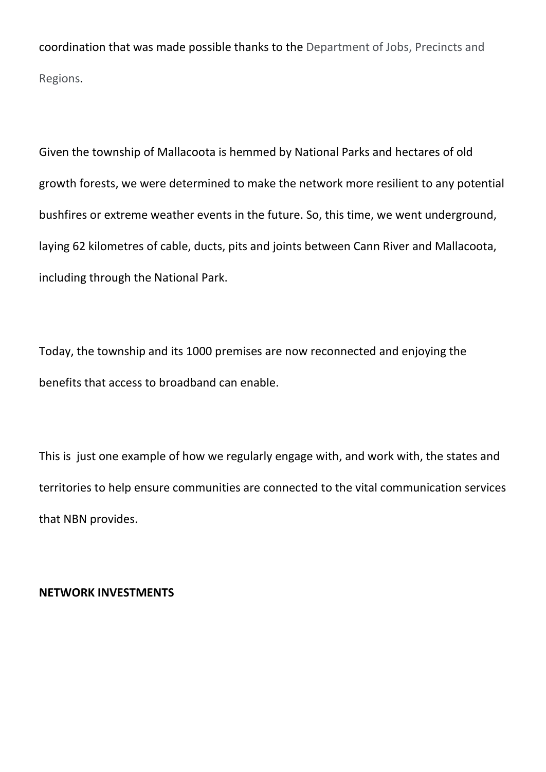coordination that was made possible thanks to the Department of Jobs, Precincts and Regions.

Given the township of Mallacoota is hemmed by National Parks and hectares of old growth forests, we were determined to make the network more resilient to any potential bushfires or extreme weather events in the future. So, this time, we went underground, laying 62 kilometres of cable, ducts, pits and joints between Cann River and Mallacoota, including through the National Park.

Today, the township and its 1000 premises are now reconnected and enjoying the benefits that access to broadband can enable.

This is just one example of how we regularly engage with, and work with, the states and territories to help ensure communities are connected to the vital communication services that NBN provides.

**NETWORK INVESTMENTS**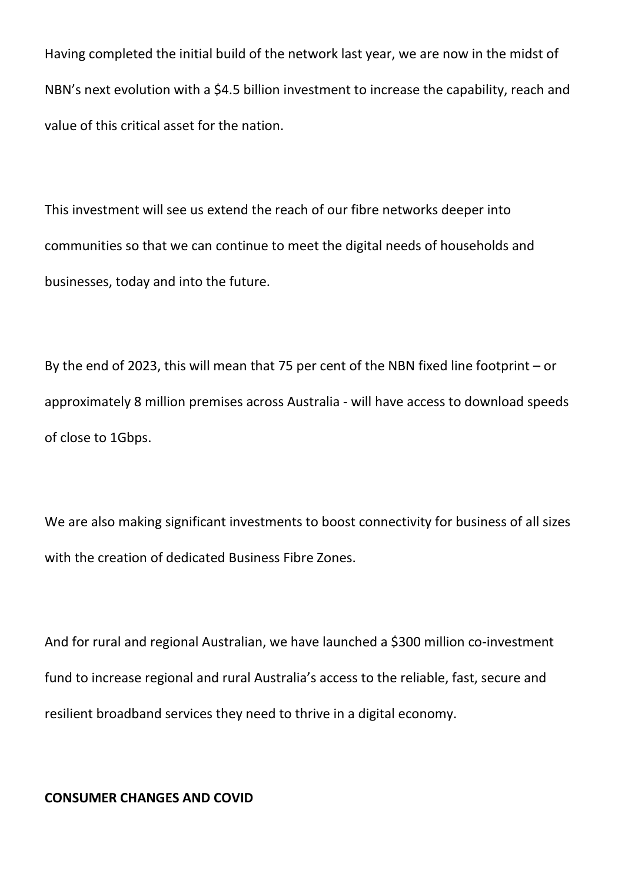Having completed the initial build of the network last year, we are now in the midst of NBN's next evolution with a $4.5 billion investment to increase the capability, reach and value of this critical asset for the nation.

This investment will see us extend the reach of our fibre networks deeper into communities so that we can continue to meet the digital needs of households and businesses, today and into the future.

By the end of 2023, this will mean that 75 per cent of the NBN fixed line footprint – or approximately 8 million premises across Australia - will have access to download speeds of close to 1Gbps.

We are also making significant investments to boost connectivity for business of all sizes with the creation of dedicated Business Fibre Zones.

And for rural and regional Australian, we have launched a $300 million co-investment fund to increase regional and rural Australia's access to the reliable, fast, secure and resilient broadband services they need to thrive in a digital economy.

**CONSUMER CHANGES AND COVID**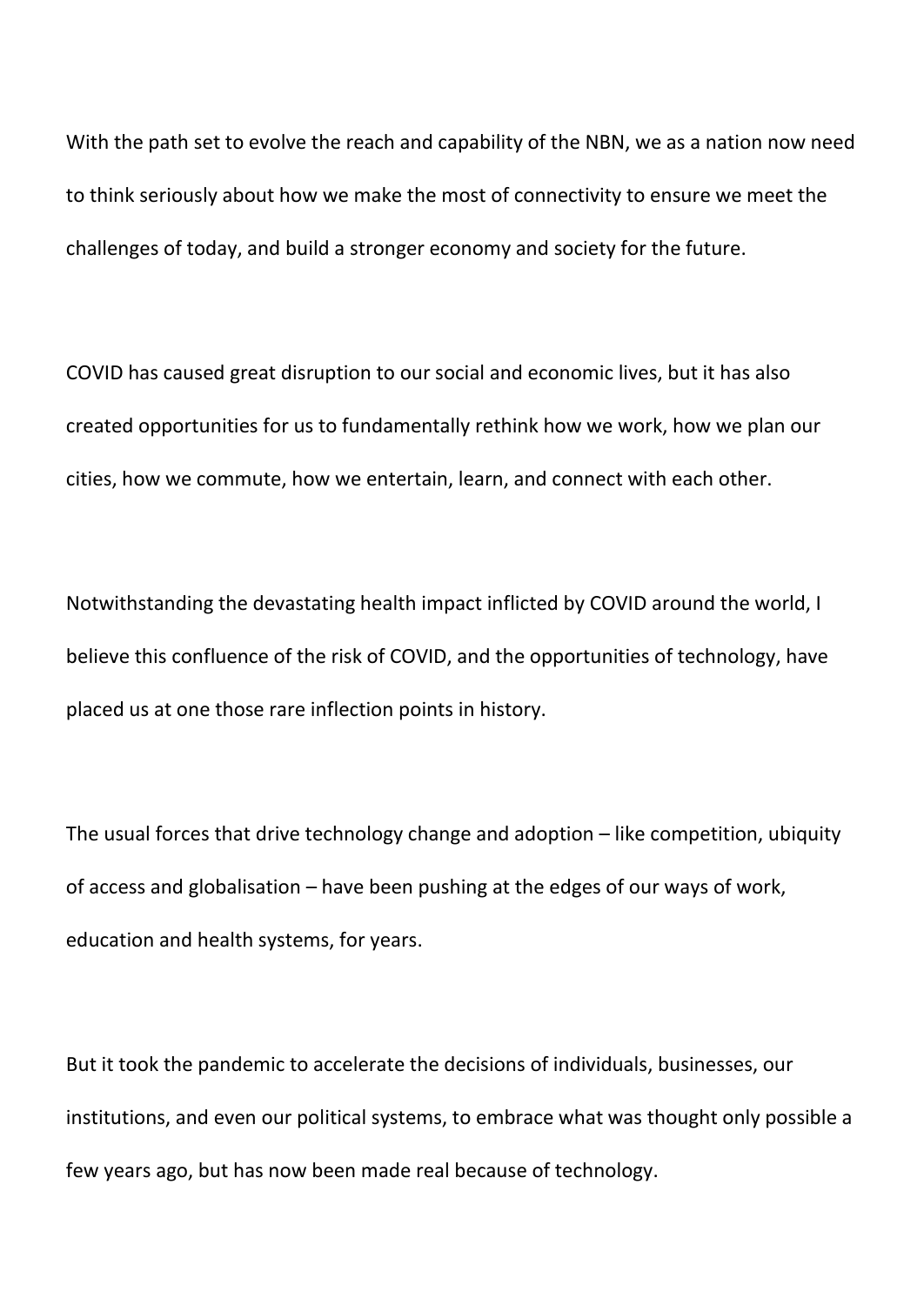With the path set to evolve the reach and capability of the NBN, we as a nation now need to think seriously about how we make the most of connectivity to ensure we meet the challenges of today, and build a stronger economy and society for the future.

COVID has caused great disruption to our social and economic lives, but it has also created opportunities for us to fundamentally rethink how we work, how we plan our cities, how we commute, how we entertain, learn, and connect with each other.

Notwithstanding the devastating health impact inflicted by COVID around the world, I believe this confluence of the risk of COVID, and the opportunities of technology, have placed us at one those rare inflection points in history.

The usual forces that drive technology change and adoption – like competition, ubiquity of access and globalisation – have been pushing at the edges of our ways of work, education and health systems, for years.

But it took the pandemic to accelerate the decisions of individuals, businesses, our institutions, and even our political systems, to embrace what was thought only possible a few years ago, but has now been made real because of technology.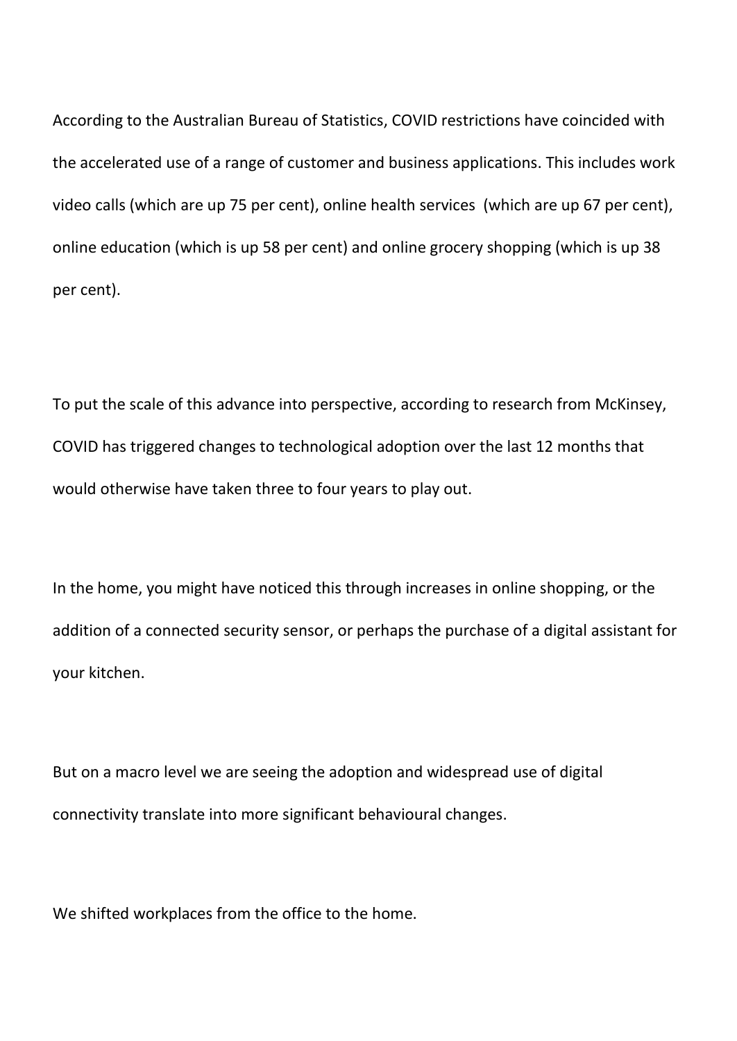According to the Australian Bureau of Statistics, COVID restrictions have coincided with the accelerated use of a range of customer and business applications. This includes work video calls (which are up 75 per cent), online health services (which are up 67 per cent), online education (which is up 58 per cent) and online grocery shopping (which is up 38 per cent).

To put the scale of this advance into perspective, according to research from McKinsey, COVID has triggered changes to technological adoption over the last 12 months that would otherwise have taken three to four years to play out.

In the home, you might have noticed this through increases in online shopping, or the addition of a connected security sensor, or perhaps the purchase of a digital assistant for your kitchen.

But on a macro level we are seeing the adoption and widespread use of digital connectivity translate into more significant behavioural changes.

We shifted workplaces from the office to the home.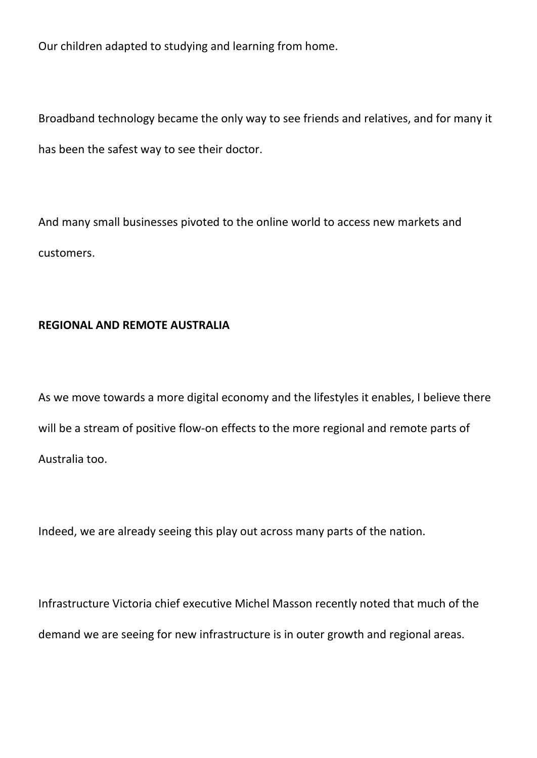Our children adapted to studying and learning from home.

Broadband technology became the only way to see friends and relatives, and for many it has been the safest way to see their doctor.

And many small businesses pivoted to the online world to access new markets and customers.

**REGIONAL AND REMOTE AUSTRALIA**

As we move towards a more digital economy and the lifestyles it enables, I believe there will be a stream of positive flow-on effects to the more regional and remote parts of Australia too.

Indeed, we are already seeing this play out across many parts of the nation.

Infrastructure Victoria chief executive Michel Masson recently noted that much of the demand we are seeing for new infrastructure is in outer growth and regional areas.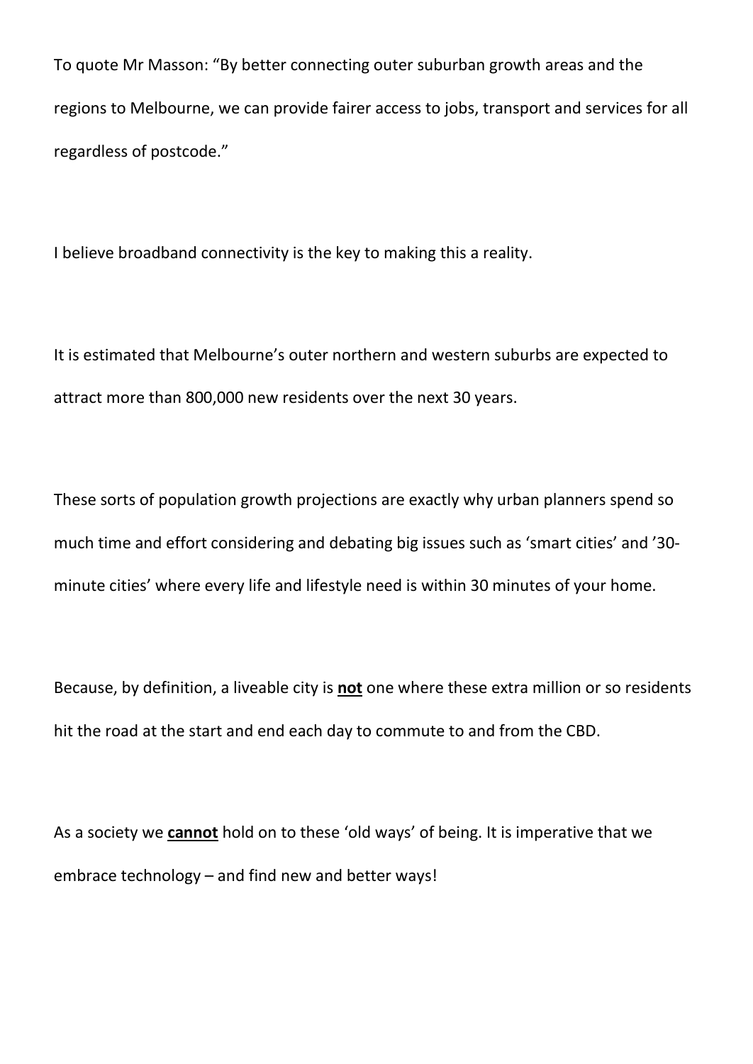To quote Mr Masson: "By better connecting outer suburban growth areas and the regions to Melbourne, we can provide fairer access to jobs, transport and services for all regardless of postcode."

I believe broadband connectivity is the key to making this a reality.

It is estimated that Melbourne's outer northern and western suburbs are expected to attract more than 800,000 new residents over the next 30 years.

These sorts of population growth projections are exactly why urban planners spend so much time and effort considering and debating big issues such as 'smart cities' and '30-minute cities' where every life and lifestyle need is within 30 minutes of your home.

Because, by definition, a liveable city is <u>**not**</u> one where these extra million or so residents hit the road at the start and end each day to commute to and from the CBD.

As a society we <u>**cannot**</u> hold on to these 'old ways' of being. It is imperative that we embrace technology – and find new and better ways!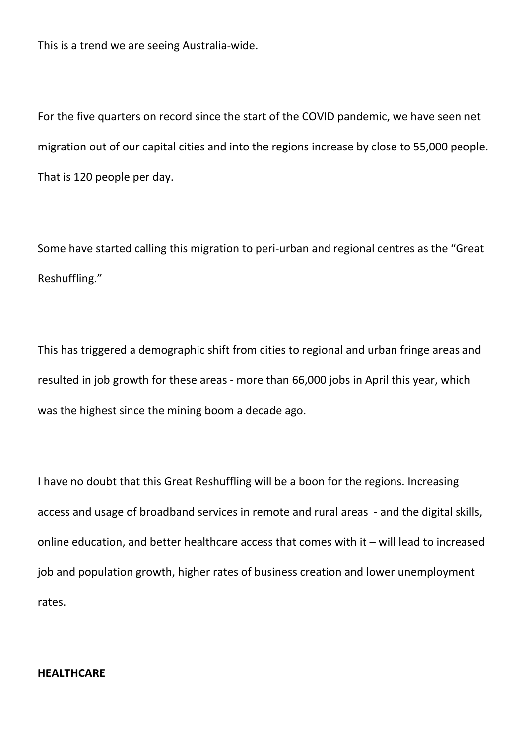This is a trend we are seeing Australia-wide.

For the five quarters on record since the start of the COVID pandemic, we have seen net migration out of our capital cities and into the regions increase by close to 55,000 people. That is 120 people per day.

Some have started calling this migration to peri-urban and regional centres as the "Great Reshuffling."

This has triggered a demographic shift from cities to regional and urban fringe areas and resulted in job growth for these areas - more than 66,000 jobs in April this year, which was the highest since the mining boom a decade ago.

I have no doubt that this Great Reshuffling will be a boon for the regions. Increasing access and usage of broadband services in remote and rural areas - and the digital skills, online education, and better healthcare access that comes with it – will lead to increased job and population growth, higher rates of business creation and lower unemployment rates.

**HEALTHCARE**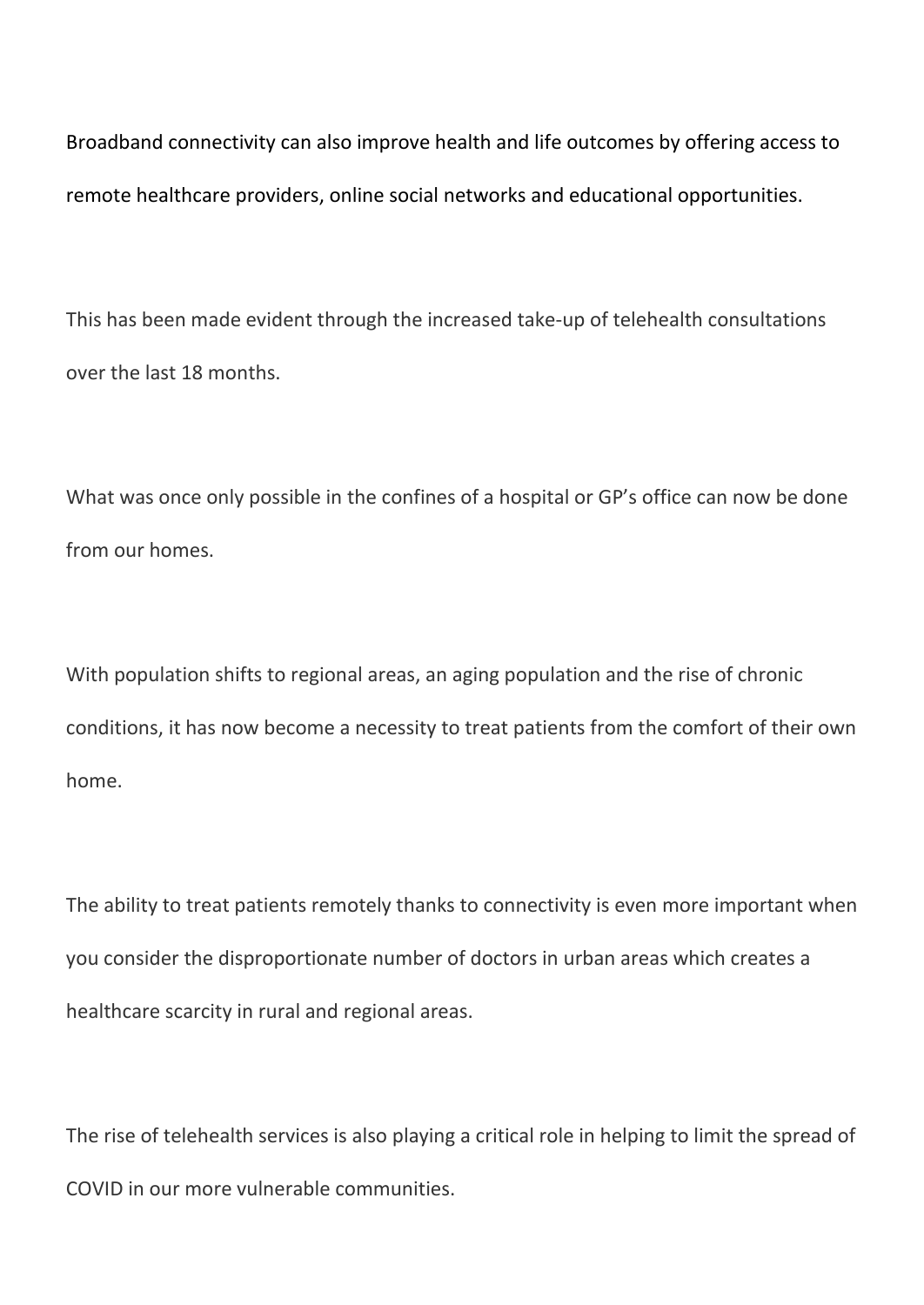Broadband connectivity can also improve health and life outcomes by offering access to remote healthcare providers, online social networks and educational opportunities.

This has been made evident through the increased take-up of telehealth consultations over the last 18 months.

What was once only possible in the confines of a hospital or GP's office can now be done from our homes.

With population shifts to regional areas, an aging population and the rise of chronic conditions, it has now become a necessity to treat patients from the comfort of their own home.

The ability to treat patients remotely thanks to connectivity is even more important when you consider the disproportionate number of doctors in urban areas which creates a healthcare scarcity in rural and regional areas.

The rise of telehealth services is also playing a critical role in helping to limit the spread of COVID in our more vulnerable communities.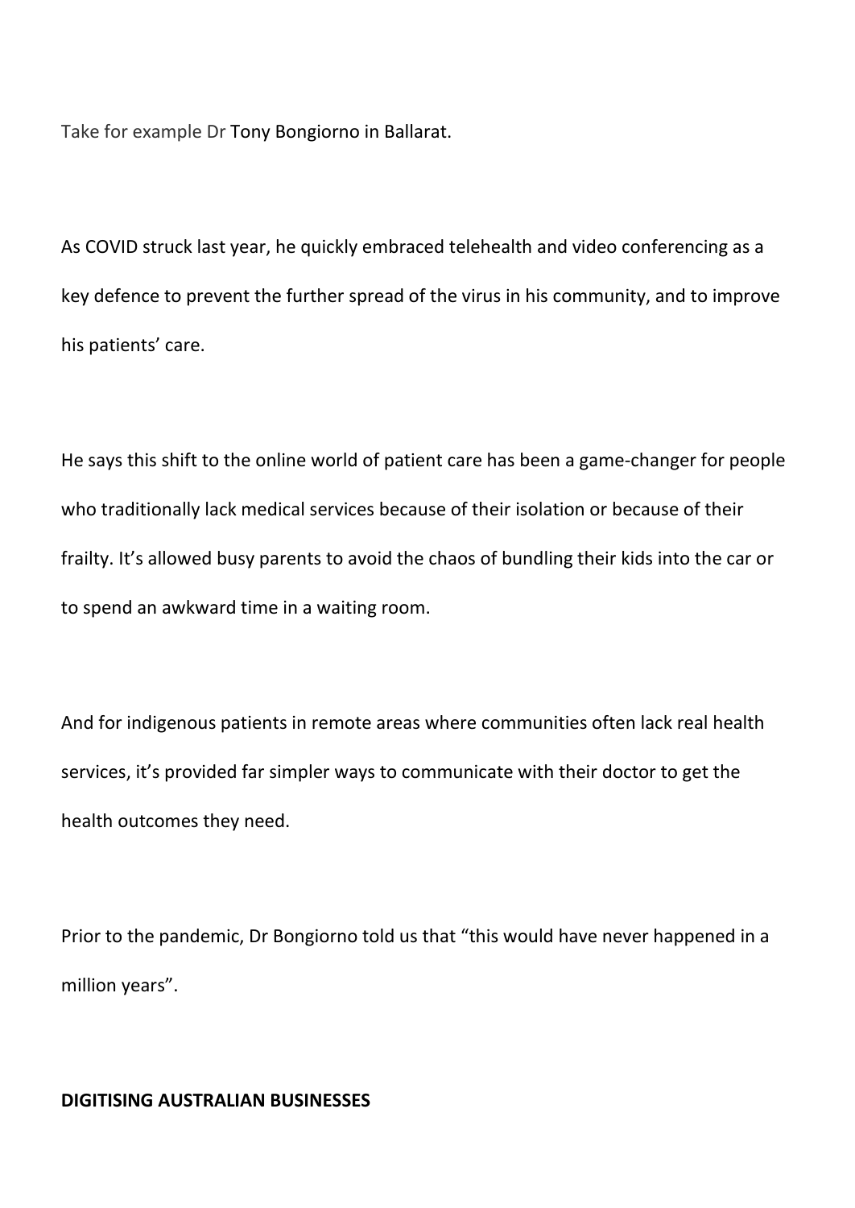Take for example Dr Tony Bongiorno in Ballarat.

As COVID struck last year, he quickly embraced telehealth and video conferencing as a key defence to prevent the further spread of the virus in his community, and to improve his patients' care.

He says this shift to the online world of patient care has been a game-changer for people who traditionally lack medical services because of their isolation or because of their frailty. It's allowed busy parents to avoid the chaos of bundling their kids into the car or to spend an awkward time in a waiting room.

And for indigenous patients in remote areas where communities often lack real health services, it's provided far simpler ways to communicate with their doctor to get the health outcomes they need.

Prior to the pandemic, Dr Bongiorno told us that "this would have never happened in a million years".

**DIGITISING AUSTRALIAN BUSINESSES**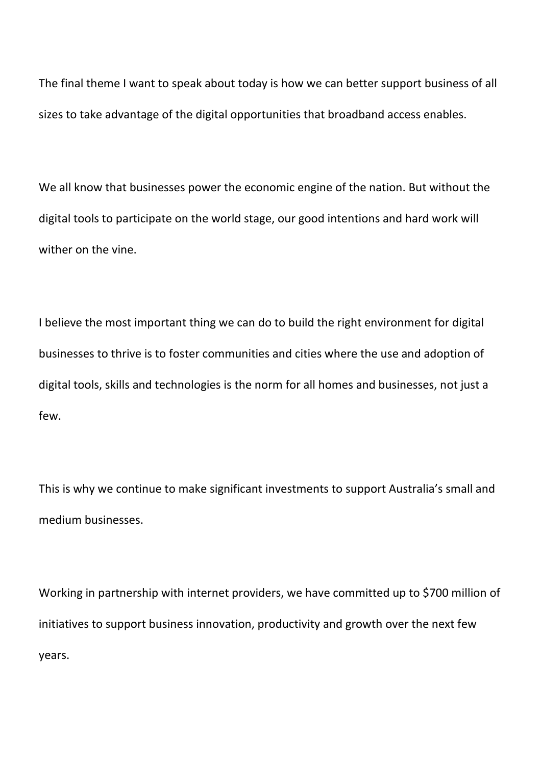The final theme I want to speak about today is how we can better support business of all sizes to take advantage of the digital opportunities that broadband access enables.

We all know that businesses power the economic engine of the nation. But without the digital tools to participate on the world stage, our good intentions and hard work will wither on the vine.

I believe the most important thing we can do to build the right environment for digital businesses to thrive is to foster communities and cities where the use and adoption of digital tools, skills and technologies is the norm for all homes and businesses, not just a few.

This is why we continue to make significant investments to support Australia's small and medium businesses.

Working in partnership with internet providers, we have committed up to $700 million of initiatives to support business innovation, productivity and growth over the next few years.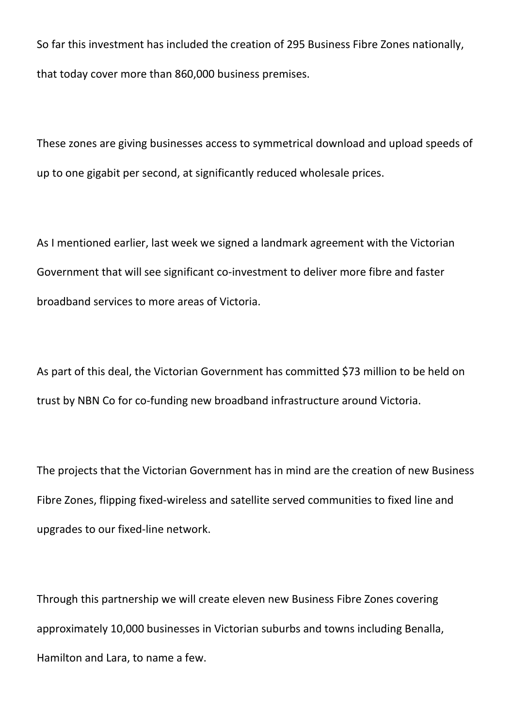So far this investment has included the creation of 295 Business Fibre Zones nationally, that today cover more than 860,000 business premises.

These zones are giving businesses access to symmetrical download and upload speeds of up to one gigabit per second, at significantly reduced wholesale prices.

As I mentioned earlier, last week we signed a landmark agreement with the Victorian Government that will see significant co-investment to deliver more fibre and faster broadband services to more areas of Victoria.

As part of this deal, the Victorian Government has committed $73 million to be held on trust by NBN Co for co-funding new broadband infrastructure around Victoria.

The projects that the Victorian Government has in mind are the creation of new Business Fibre Zones, flipping fixed-wireless and satellite served communities to fixed line and upgrades to our fixed-line network.

Through this partnership we will create eleven new Business Fibre Zones covering approximately 10,000 businesses in Victorian suburbs and towns including Benalla, Hamilton and Lara, to name a few.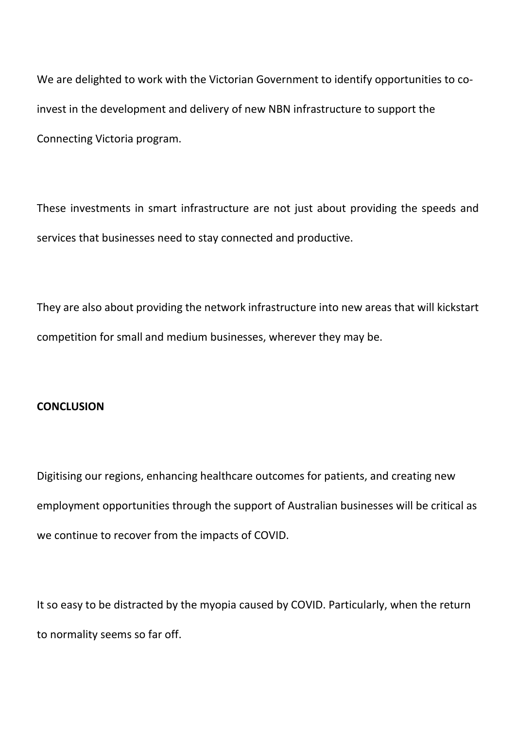We are delighted to work with the Victorian Government to identify opportunities to co-invest in the development and delivery of new NBN infrastructure to support the Connecting Victoria program.

These investments in smart infrastructure are not just about providing the speeds and services that businesses need to stay connected and productive.

They are also about providing the network infrastructure into new areas that will kickstart competition for small and medium businesses, wherever they may be.

**CONCLUSION**

Digitising our regions, enhancing healthcare outcomes for patients, and creating new employment opportunities through the support of Australian businesses will be critical as we continue to recover from the impacts of COVID.

It so easy to be distracted by the myopia caused by COVID. Particularly, when the return to normality seems so far off.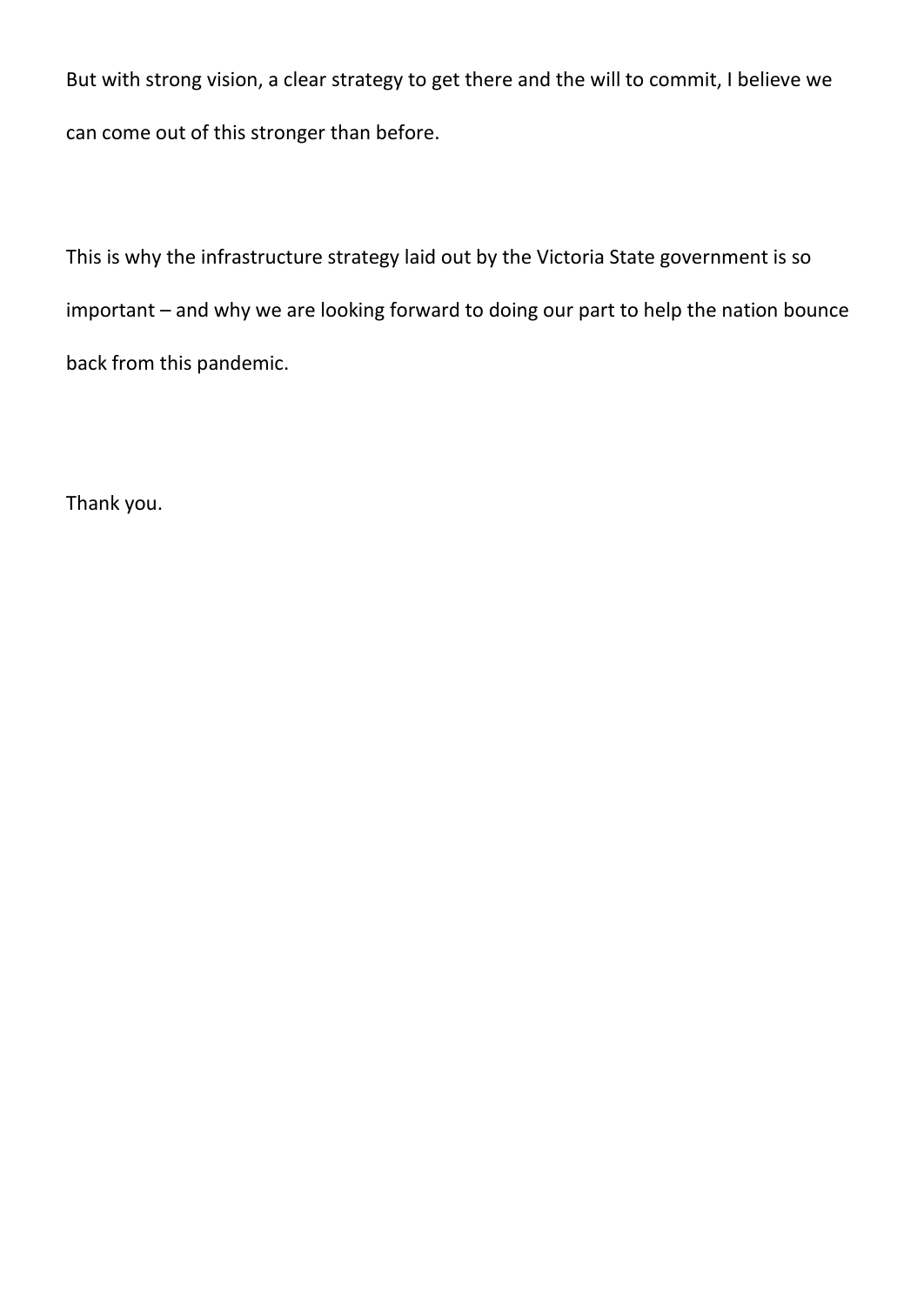But with strong vision, a clear strategy to get there and the will to commit, I believe we can come out of this stronger than before.

This is why the infrastructure strategy laid out by the Victoria State government is so important – and why we are looking forward to doing our part to help the nation bounce back from this pandemic.

Thank you.